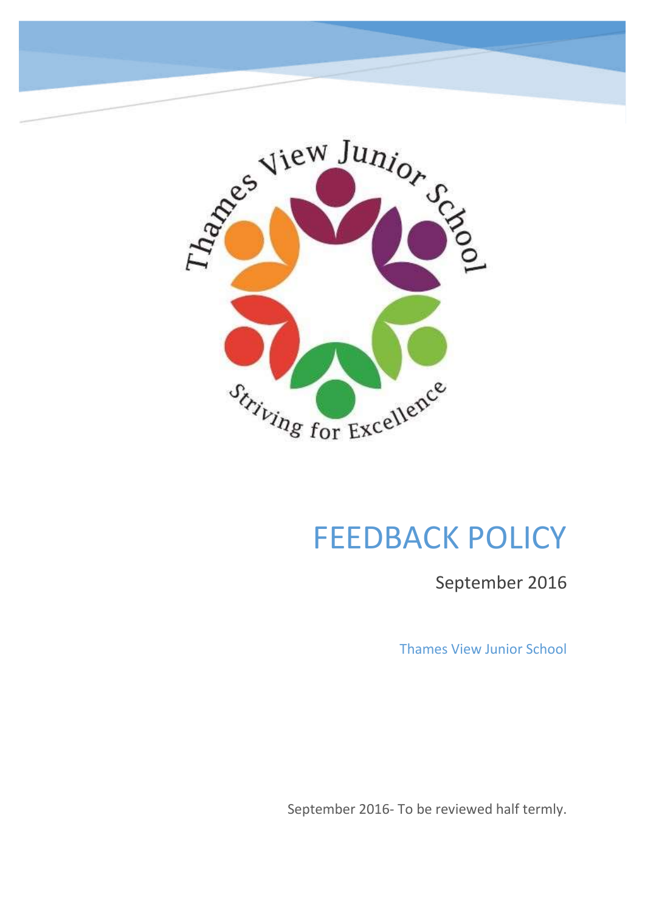# FEEDBACK POLICY

September 2016

Thames View Junior School

September 2016- To be reviewed half termly.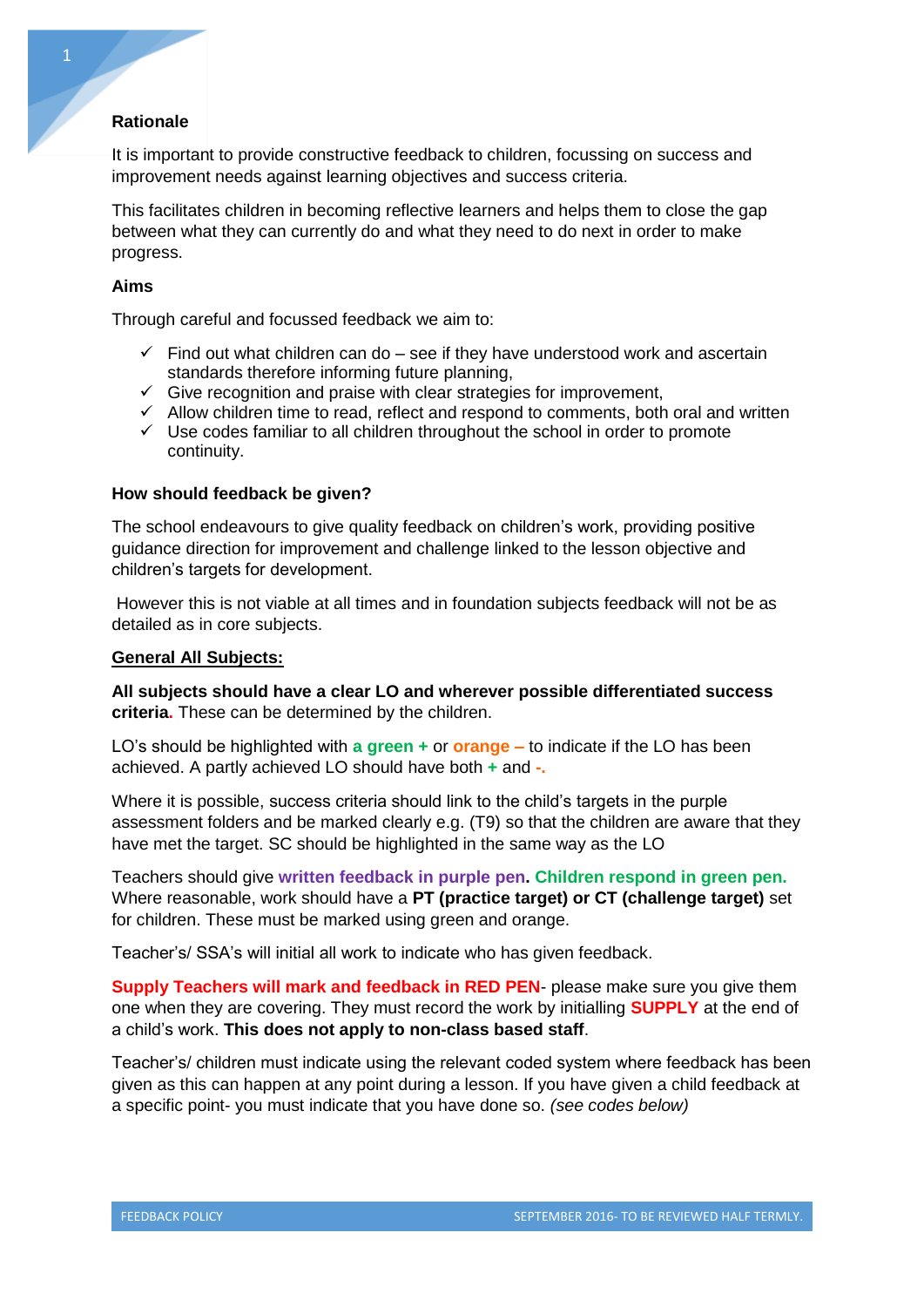### Rationale

It is important to provide constructive feedback to children, focussing on success and improvement needs against learning objectives and success criteria.

This facilitates children in becoming reflective learners and helps them to close the gap between what they can currently do and what they need to do next in order to make progress.

### Aims

Through careful and focussed feedback we aim to:

- ✓ Find out what children can do – see if they have understood work and ascertain standards therefore informing future planning,
- ✓ Give recognition and praise with clear strategies for improvement,
- ✓ Allow children time to read, reflect and respond to comments, both oral and written
- ✓ Use codes familiar to all children throughout the school in order to promote continuity.

### How should feedback be given?

The school endeavours to give quality feedback on children's work, providing positive guidance direction for improvement and challenge linked to the lesson objective and children's targets for development.

However this is not viable at all times and in foundation subjects feedback will not be as detailed as in core subjects.

**General All Subjects:**

**All subjects should have a clear LO and wherever possible differentiated success criteria.** These can be determined by the children.

LO's should be highlighted with **a green +** or **orange –** to indicate if the LO has been achieved. A partly achieved LO should have both **+** and **-.**

Where it is possible, success criteria should link to the child's targets in the purple assessment folders and be marked clearly e.g. (T9) so that the children are aware that they have met the target. SC should be highlighted in the same way as the LO

Teachers should give **written feedback in purple pen**. **Children respond in green pen.** Where reasonable, work should have a **PT (practice target) or CT (challenge target)** set for children. These must be marked using green and orange.

Teacher's/ SSA's will initial all work to indicate who has given feedback.

**Supply Teachers will mark and feedback in RED PEN**- please make sure you give them one when they are covering. They must record the work by initialling **SUPPLY** at the end of a child's work. **This does not apply to non-class based staff**.

Teacher's/ children must indicate using the relevant coded system where feedback has been given as this can happen at any point during a lesson. If you have given a child feedback at a specific point- you must indicate that you have done so. *(see codes below)*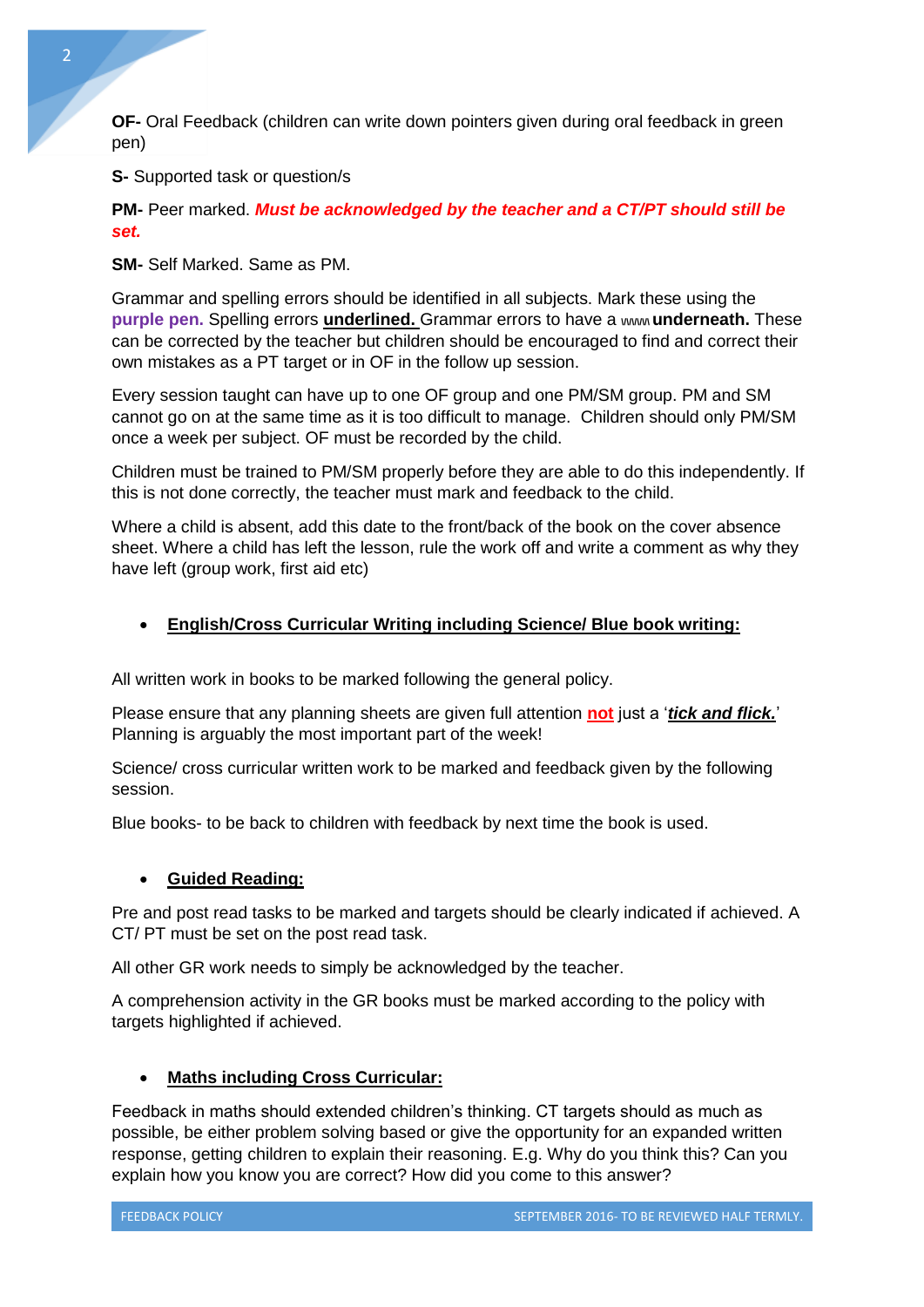**OF-** Oral Feedback (children can write down pointers given during oral feedback in green pen)

**S-** Supported task or question/s

**PM-** Peer marked. ***Must be acknowledged by the teacher and a CT/PT should still be set.***

**SM-** Self Marked. Same as PM.

Grammar and spelling errors should be identified in all subjects. Mark these using the **purple pen.** Spelling errors **underlined.** Grammar errors to have a wwww **underneath.** These can be corrected by the teacher but children should be encouraged to find and correct their own mistakes as a PT target or in OF in the follow up session.

Every session taught can have up to one OF group and one PM/SM group. PM and SM cannot go on at the same time as it is too difficult to manage. Children should only PM/SM once a week per subject. OF must be recorded by the child.

Children must be trained to PM/SM properly before they are able to do this independently. If this is not done correctly, the teacher must mark and feedback to the child.

Where a child is absent, add this date to the front/back of the book on the cover absence sheet. Where a child has left the lesson, rule the work off and write a comment as why they have left (group work, first aid etc)

- **English/Cross Curricular Writing including Science/ Blue book writing:**

All written work in books to be marked following the general policy.

Please ensure that any planning sheets are given full attention **not** just a '***tick and flick.***' Planning is arguably the most important part of the week!

Science/ cross curricular written work to be marked and feedback given by the following session.

Blue books- to be back to children with feedback by next time the book is used.

- **Guided Reading:**

Pre and post read tasks to be marked and targets should be clearly indicated if achieved. A CT/ PT must be set on the post read task.

All other GR work needs to simply be acknowledged by the teacher.

A comprehension activity in the GR books must be marked according to the policy with targets highlighted if achieved.

- **Maths including Cross Curricular:**

Feedback in maths should extended children's thinking. CT targets should as much as possible, be either problem solving based or give the opportunity for an expanded written response, getting children to explain their reasoning. E.g. Why do you think this? Can you explain how you know you are correct? How did you come to this answer?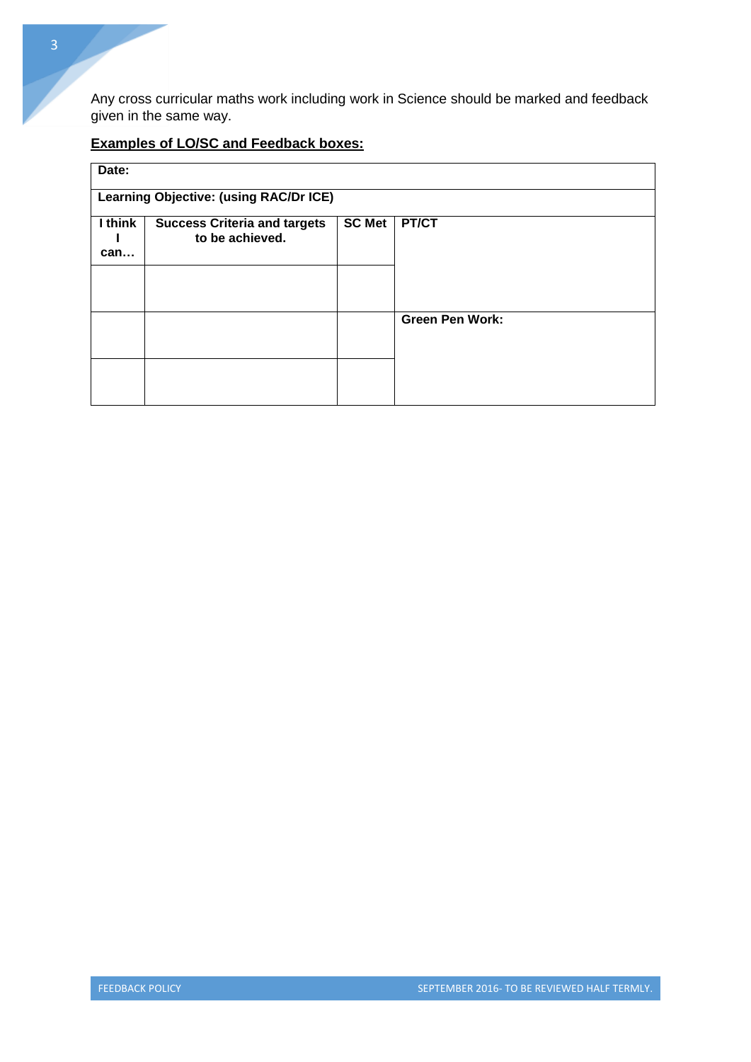Any cross curricular maths work including work in Science should be marked and feedback given in the same way.

**Examples of LO/SC and Feedback boxes:**

| **Date:** | | | |
|---|---|---|---|
| **Learning Objective: (using RAC/Dr ICE)** | | | |
| **I think I can…** | **Success Criteria and targets to be achieved.** | **SC Met** | **PT/CT** |
| | | | |
| | | | **Green Pen Work:** |
| | | | |